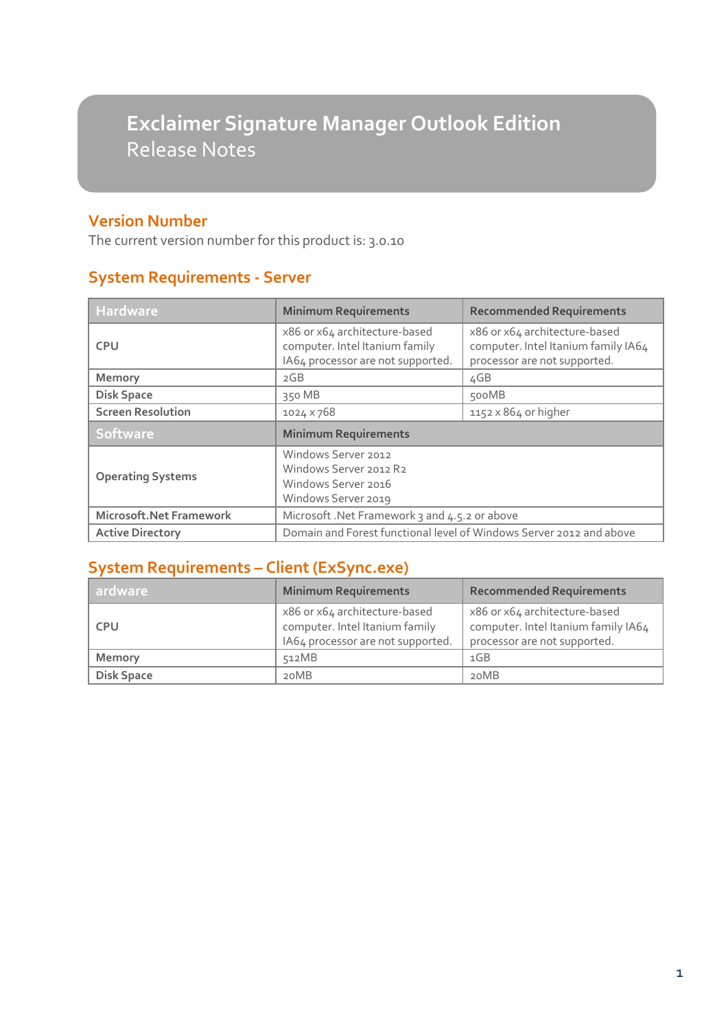# Exclaimer Signature Manager Outlook Edition
Release Notes

## Version Number

The current version number for this product is: 3.0.10

## System Requirements - Server

| Hardware | Minimum Requirements | Recommended Requirements |
|---|---|---|
| CPU | x86 or x64 architecture-based computer. Intel Itanium family IA64 processor are not supported. | x86 or x64 architecture-based computer. Intel Itanium family IA64 processor are not supported. |
| Memory | 2GB | 4GB |
| Disk Space | 350 MB | 500MB |
| Screen Resolution | 1024 x 768 | 1152 x 864 or higher |
| **Software** | **Minimum Requirements** | |
| Operating Systems | Windows Server 2012<br>Windows Server 2012 R2<br>Windows Server 2016<br>Windows Server 2019 | |
| Microsoft.Net Framework | Microsoft .Net Framework 3 and 4.5.2 or above | |
| Active Directory | Domain and Forest functional level of Windows Server 2012 and above | |

## System Requirements – Client (ExSync.exe)

| ardware | Minimum Requirements | Recommended Requirements |
|---|---|---|
| CPU | x86 or x64 architecture-based computer. Intel Itanium family IA64 processor are not supported. | x86 or x64 architecture-based computer. Intel Itanium family IA64 processor are not supported. |
| Memory | 512MB | 1GB |
| Disk Space | 20MB | 20MB |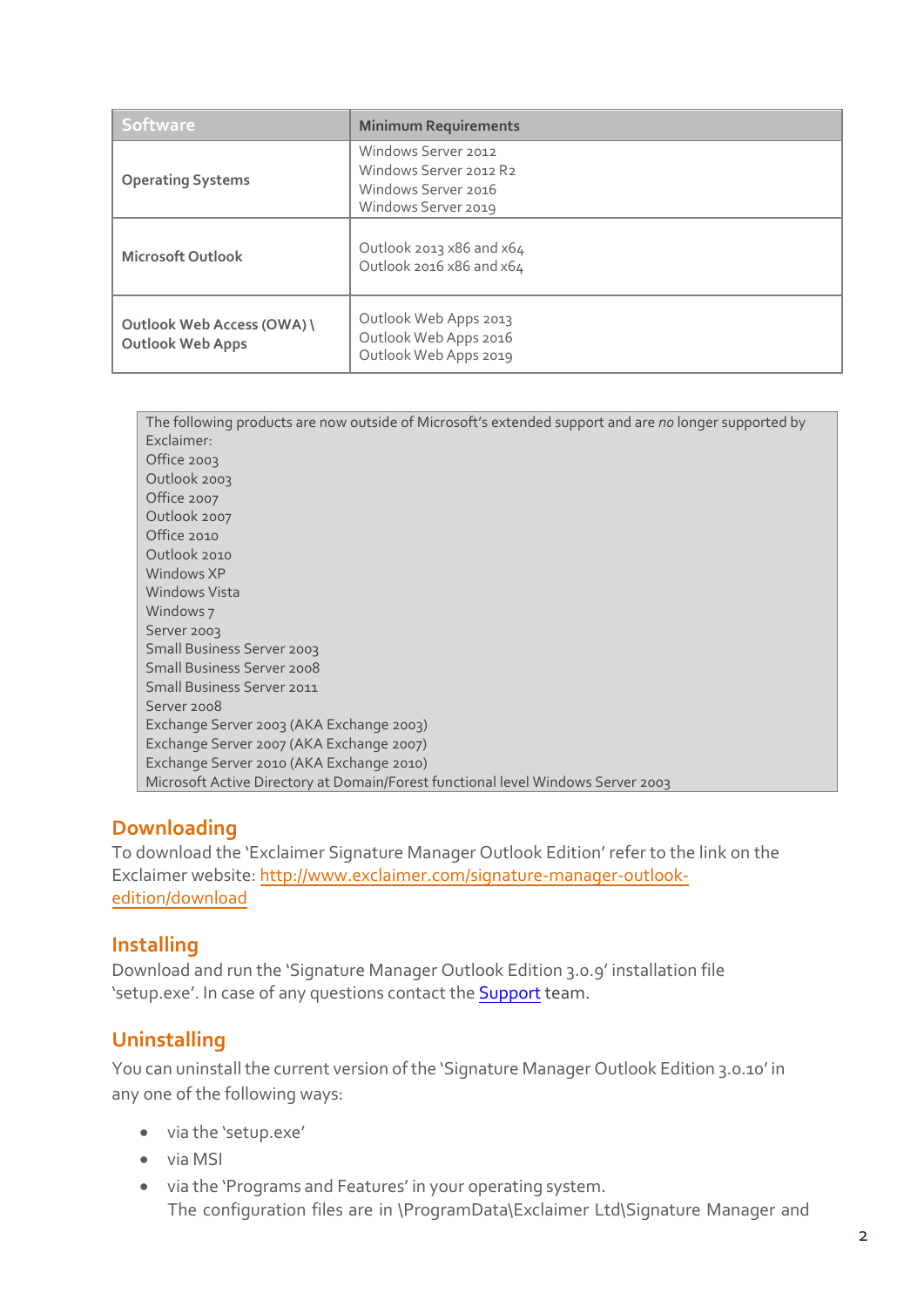| Software | Minimum Requirements |
| --- | --- |
| **Operating Systems** | Windows Server 2012<br>Windows Server 2012 R2<br>Windows Server 2016<br>Windows Server 2019 |
| **Microsoft Outlook** | Outlook 2013 x86 and x64<br>Outlook 2016 x86 and x64 |
| **Outlook Web Access (OWA) \ Outlook Web Apps** | Outlook Web Apps 2013<br>Outlook Web Apps 2016<br>Outlook Web Apps 2019 |

The following products are now outside of Microsoft's extended support and are *no* longer supported by Exclaimer:
Office 2003
Outlook 2003
Office 2007
Outlook 2007
Office 2010
Outlook 2010
Windows XP
Windows Vista
Windows 7
Server 2003
Small Business Server 2003
Small Business Server 2008
Small Business Server 2011
Server 2008
Exchange Server 2003 (AKA Exchange 2003)
Exchange Server 2007 (AKA Exchange 2007)
Exchange Server 2010 (AKA Exchange 2010)
Microsoft Active Directory at Domain/Forest functional level Windows Server 2003

## Downloading

To download the 'Exclaimer Signature Manager Outlook Edition' refer to the link on the Exclaimer website: [http://www.exclaimer.com/signature-manager-outlook-edition/download](http://www.exclaimer.com/signature-manager-outlook-edition/download)

## Installing

Download and run the 'Signature Manager Outlook Edition 3.0.9' installation file 'setup.exe'. In case of any questions contact the Support team.

## Uninstalling

You can uninstall the current version of the 'Signature Manager Outlook Edition 3.0.10' in any one of the following ways:

- via the 'setup.exe'
- via MSI
- via the 'Programs and Features' in your operating system.
  The configuration files are in \ProgramData\Exclaimer Ltd\Signature Manager and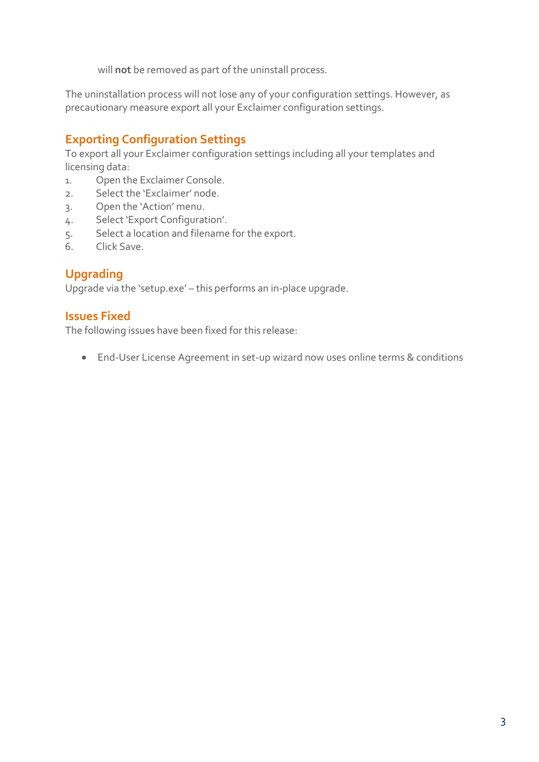will **not** be removed as part of the uninstall process.

The uninstallation process will not lose any of your configuration settings. However, as precautionary measure export all your Exclaimer configuration settings.

## Exporting Configuration Settings

To export all your Exclaimer configuration settings including all your templates and licensing data:

1. Open the Exclaimer Console.
2. Select the 'Exclaimer' node.
3. Open the 'Action' menu.
4. Select 'Export Configuration'.
5. Select a location and filename for the export.
6. Click Save.

## Upgrading

Upgrade via the 'setup.exe' – this performs an in-place upgrade.

## Issues Fixed

The following issues have been fixed for this release:

- End-User License Agreement in set-up wizard now uses online terms & conditions